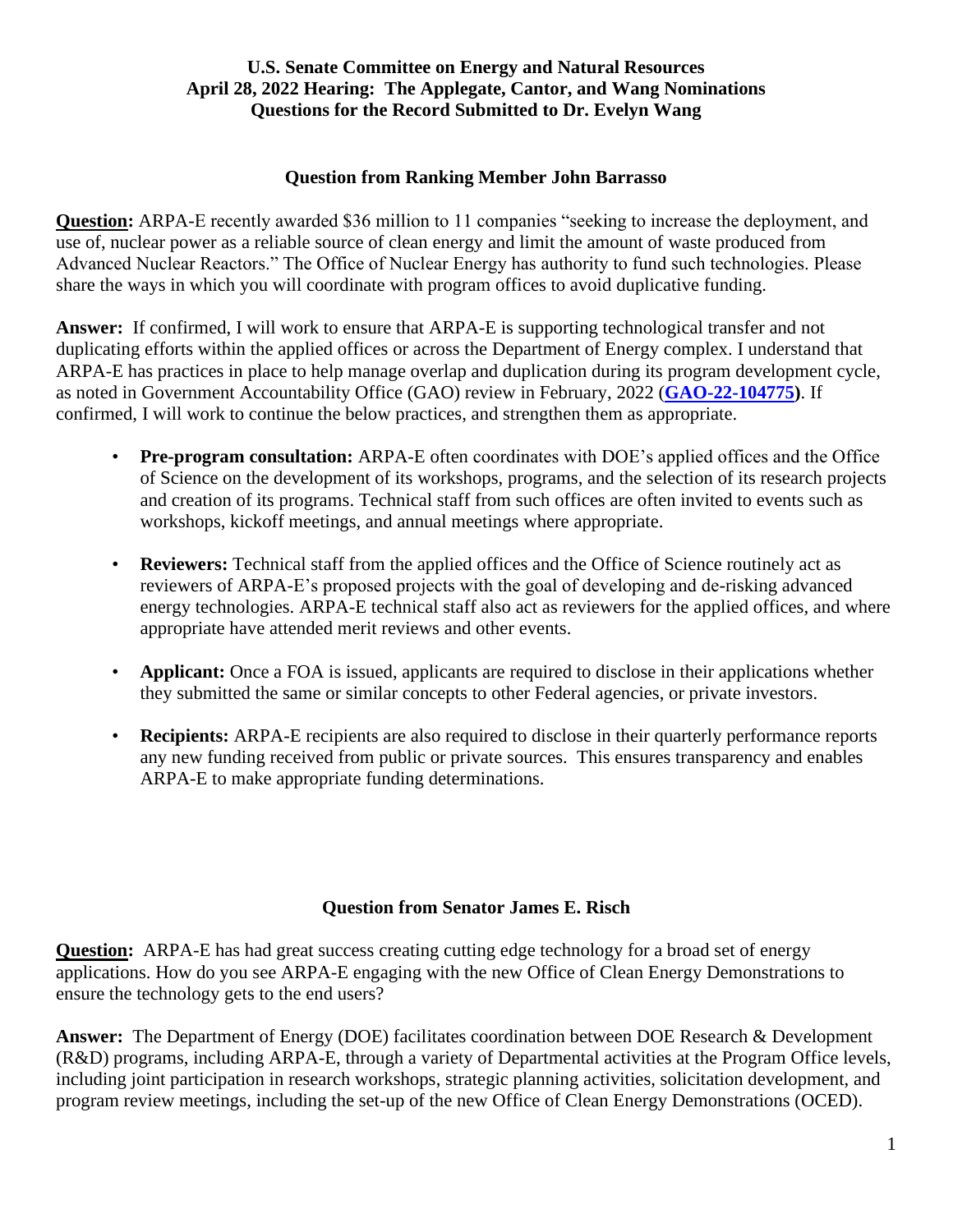**U.S. Senate Committee on Energy and Natural Resources**
**April 28, 2022 Hearing: The Applegate, Cantor, and Wang Nominations**
**Questions for the Record Submitted to Dr. Evelyn Wang**

### Question from Ranking Member John Barrasso

**Question:** ARPA-E recently awarded $36 million to 11 companies "seeking to increase the deployment, and use of, nuclear power as a reliable source of clean energy and limit the amount of waste produced from Advanced Nuclear Reactors." The Office of Nuclear Energy has authority to fund such technologies. Please share the ways in which you will coordinate with program offices to avoid duplicative funding.

**Answer:** If confirmed, I will work to ensure that ARPA-E is supporting technological transfer and not duplicating efforts within the applied offices or across the Department of Energy complex. I understand that ARPA-E has practices in place to help manage overlap and duplication during its program development cycle, as noted in Government Accountability Office (GAO) review in February, 2022 (**GAO-22-104775)**. If confirmed, I will work to continue the below practices, and strengthen them as appropriate.

- **Pre-program consultation:** ARPA-E often coordinates with DOE's applied offices and the Office of Science on the development of its workshops, programs, and the selection of its research projects and creation of its programs. Technical staff from such offices are often invited to events such as workshops, kickoff meetings, and annual meetings where appropriate.
- **Reviewers:** Technical staff from the applied offices and the Office of Science routinely act as reviewers of ARPA-E's proposed projects with the goal of developing and de-risking advanced energy technologies. ARPA-E technical staff also act as reviewers for the applied offices, and where appropriate have attended merit reviews and other events.
- **Applicant:** Once a FOA is issued, applicants are required to disclose in their applications whether they submitted the same or similar concepts to other Federal agencies, or private investors.
- **Recipients:** ARPA-E recipients are also required to disclose in their quarterly performance reports any new funding received from public or private sources. This ensures transparency and enables ARPA-E to make appropriate funding determinations.

### Question from Senator James E. Risch

**Question:** ARPA-E has had great success creating cutting edge technology for a broad set of energy applications. How do you see ARPA-E engaging with the new Office of Clean Energy Demonstrations to ensure the technology gets to the end users?

**Answer:** The Department of Energy (DOE) facilitates coordination between DOE Research & Development (R&D) programs, including ARPA-E, through a variety of Departmental activities at the Program Office levels, including joint participation in research workshops, strategic planning activities, solicitation development, and program review meetings, including the set-up of the new Office of Clean Energy Demonstrations (OCED).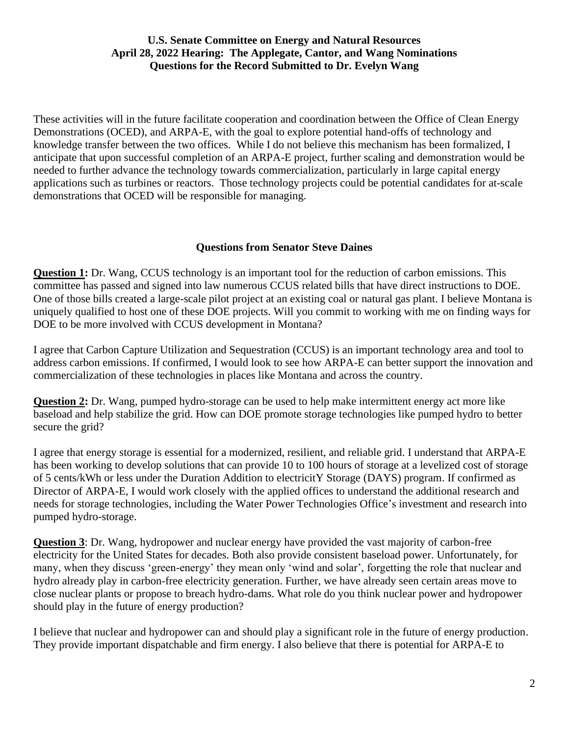These activities will in the future facilitate cooperation and coordination between the Office of Clean Energy Demonstrations (OCED), and ARPA-E, with the goal to explore potential hand-offs of technology and knowledge transfer between the two offices. While I do not believe this mechanism has been formalized, I anticipate that upon successful completion of an ARPA-E project, further scaling and demonstration would be needed to further advance the technology towards commercialization, particularly in large capital energy applications such as turbines or reactors. Those technology projects could be potential candidates for at-scale demonstrations that OCED will be responsible for managing.

### Questions from Senator Steve Daines

**Question 1:** Dr. Wang, CCUS technology is an important tool for the reduction of carbon emissions. This committee has passed and signed into law numerous CCUS related bills that have direct instructions to DOE. One of those bills created a large-scale pilot project at an existing coal or natural gas plant. I believe Montana is uniquely qualified to host one of these DOE projects. Will you commit to working with me on finding ways for DOE to be more involved with CCUS development in Montana?

I agree that Carbon Capture Utilization and Sequestration (CCUS) is an important technology area and tool to address carbon emissions. If confirmed, I would look to see how ARPA-E can better support the innovation and commercialization of these technologies in places like Montana and across the country.

**Question 2:** Dr. Wang, pumped hydro-storage can be used to help make intermittent energy act more like baseload and help stabilize the grid. How can DOE promote storage technologies like pumped hydro to better secure the grid?

I agree that energy storage is essential for a modernized, resilient, and reliable grid. I understand that ARPA-E has been working to develop solutions that can provide 10 to 100 hours of storage at a levelized cost of storage of 5 cents/kWh or less under the Duration Addition to electricitY Storage (DAYS) program. If confirmed as Director of ARPA-E, I would work closely with the applied offices to understand the additional research and needs for storage technologies, including the Water Power Technologies Office's investment and research into pumped hydro-storage.

**Question 3**: Dr. Wang, hydropower and nuclear energy have provided the vast majority of carbon-free electricity for the United States for decades. Both also provide consistent baseload power. Unfortunately, for many, when they discuss 'green-energy' they mean only 'wind and solar', forgetting the role that nuclear and hydro already play in carbon-free electricity generation. Further, we have already seen certain areas move to close nuclear plants or propose to breach hydro-dams. What role do you think nuclear power and hydropower should play in the future of energy production?

I believe that nuclear and hydropower can and should play a significant role in the future of energy production. They provide important dispatchable and firm energy. I also believe that there is potential for ARPA-E to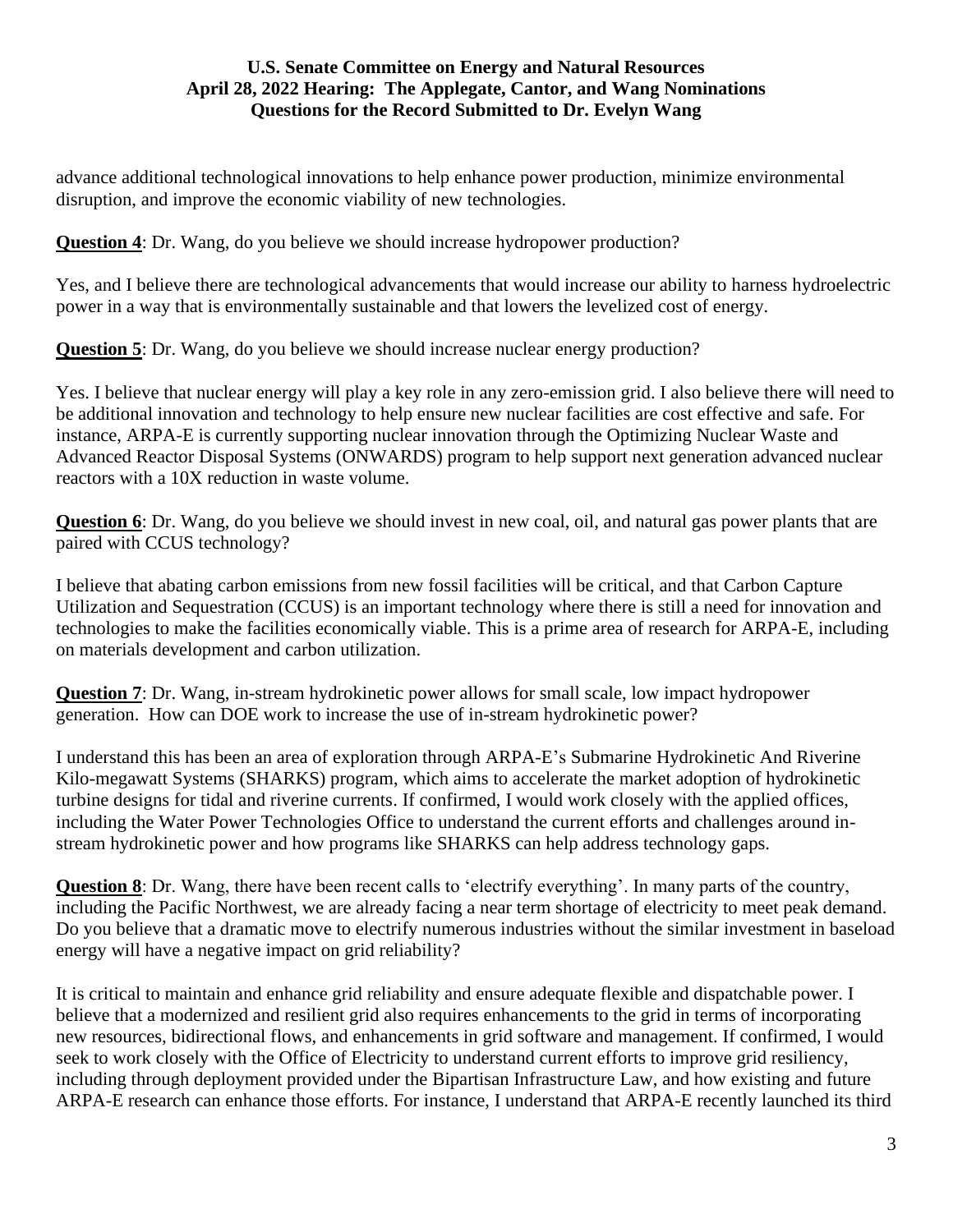advance additional technological innovations to help enhance power production, minimize environmental disruption, and improve the economic viability of new technologies.

**Question 4**: Dr. Wang, do you believe we should increase hydropower production?

Yes, and I believe there are technological advancements that would increase our ability to harness hydroelectric power in a way that is environmentally sustainable and that lowers the levelized cost of energy.

**Question 5**: Dr. Wang, do you believe we should increase nuclear energy production?

Yes. I believe that nuclear energy will play a key role in any zero-emission grid. I also believe there will need to be additional innovation and technology to help ensure new nuclear facilities are cost effective and safe. For instance, ARPA-E is currently supporting nuclear innovation through the Optimizing Nuclear Waste and Advanced Reactor Disposal Systems (ONWARDS) program to help support next generation advanced nuclear reactors with a 10X reduction in waste volume.

**Question 6**: Dr. Wang, do you believe we should invest in new coal, oil, and natural gas power plants that are paired with CCUS technology?

I believe that abating carbon emissions from new fossil facilities will be critical, and that Carbon Capture Utilization and Sequestration (CCUS) is an important technology where there is still a need for innovation and technologies to make the facilities economically viable. This is a prime area of research for ARPA-E, including on materials development and carbon utilization.

**Question 7**: Dr. Wang, in-stream hydrokinetic power allows for small scale, low impact hydropower generation. How can DOE work to increase the use of in-stream hydrokinetic power?

I understand this has been an area of exploration through ARPA-E's Submarine Hydrokinetic And Riverine Kilo-megawatt Systems (SHARKS) program, which aims to accelerate the market adoption of hydrokinetic turbine designs for tidal and riverine currents. If confirmed, I would work closely with the applied offices, including the Water Power Technologies Office to understand the current efforts and challenges around in-stream hydrokinetic power and how programs like SHARKS can help address technology gaps.

**Question 8**: Dr. Wang, there have been recent calls to 'electrify everything'. In many parts of the country, including the Pacific Northwest, we are already facing a near term shortage of electricity to meet peak demand. Do you believe that a dramatic move to electrify numerous industries without the similar investment in baseload energy will have a negative impact on grid reliability?

It is critical to maintain and enhance grid reliability and ensure adequate flexible and dispatchable power. I believe that a modernized and resilient grid also requires enhancements to the grid in terms of incorporating new resources, bidirectional flows, and enhancements in grid software and management. If confirmed, I would seek to work closely with the Office of Electricity to understand current efforts to improve grid resiliency, including through deployment provided under the Bipartisan Infrastructure Law, and how existing and future ARPA-E research can enhance those efforts. For instance, I understand that ARPA-E recently launched its third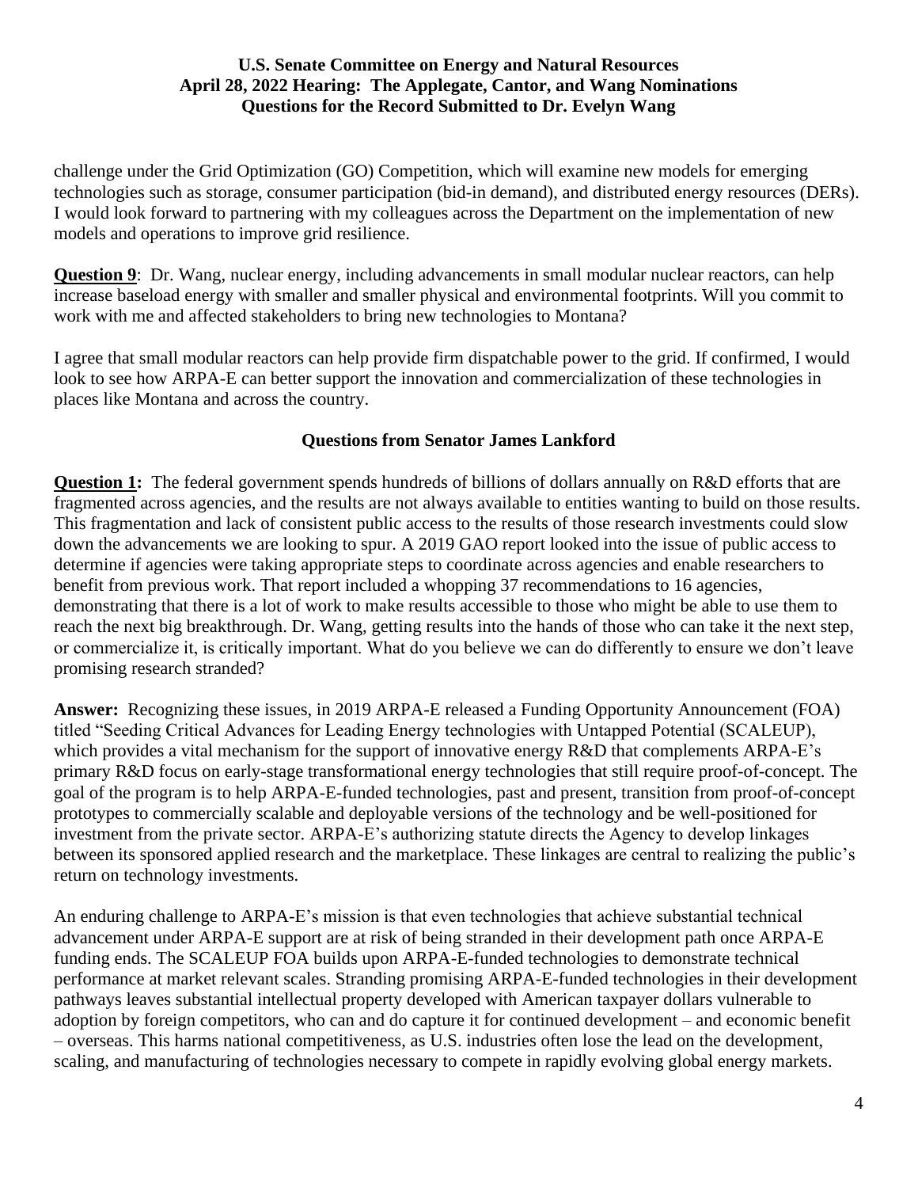challenge under the Grid Optimization (GO) Competition, which will examine new models for emerging technologies such as storage, consumer participation (bid-in demand), and distributed energy resources (DERs). I would look forward to partnering with my colleagues across the Department on the implementation of new models and operations to improve grid resilience.

**Question 9**: Dr. Wang, nuclear energy, including advancements in small modular nuclear reactors, can help increase baseload energy with smaller and smaller physical and environmental footprints. Will you commit to work with me and affected stakeholders to bring new technologies to Montana?

I agree that small modular reactors can help provide firm dispatchable power to the grid. If confirmed, I would look to see how ARPA-E can better support the innovation and commercialization of these technologies in places like Montana and across the country.

## Questions from Senator James Lankford

**Question 1:** The federal government spends hundreds of billions of dollars annually on R&D efforts that are fragmented across agencies, and the results are not always available to entities wanting to build on those results. This fragmentation and lack of consistent public access to the results of those research investments could slow down the advancements we are looking to spur. A 2019 GAO report looked into the issue of public access to determine if agencies were taking appropriate steps to coordinate across agencies and enable researchers to benefit from previous work. That report included a whopping 37 recommendations to 16 agencies, demonstrating that there is a lot of work to make results accessible to those who might be able to use them to reach the next big breakthrough. Dr. Wang, getting results into the hands of those who can take it the next step, or commercialize it, is critically important. What do you believe we can do differently to ensure we don't leave promising research stranded?

**Answer:** Recognizing these issues, in 2019 ARPA-E released a Funding Opportunity Announcement (FOA) titled "Seeding Critical Advances for Leading Energy technologies with Untapped Potential (SCALEUP), which provides a vital mechanism for the support of innovative energy R&D that complements ARPA-E's primary R&D focus on early-stage transformational energy technologies that still require proof-of-concept. The goal of the program is to help ARPA-E-funded technologies, past and present, transition from proof-of-concept prototypes to commercially scalable and deployable versions of the technology and be well-positioned for investment from the private sector. ARPA-E's authorizing statute directs the Agency to develop linkages between its sponsored applied research and the marketplace. These linkages are central to realizing the public's return on technology investments.

An enduring challenge to ARPA-E's mission is that even technologies that achieve substantial technical advancement under ARPA-E support are at risk of being stranded in their development path once ARPA-E funding ends. The SCALEUP FOA builds upon ARPA-E-funded technologies to demonstrate technical performance at market relevant scales. Stranding promising ARPA-E-funded technologies in their development pathways leaves substantial intellectual property developed with American taxpayer dollars vulnerable to adoption by foreign competitors, who can and do capture it for continued development – and economic benefit – overseas. This harms national competitiveness, as U.S. industries often lose the lead on the development, scaling, and manufacturing of technologies necessary to compete in rapidly evolving global energy markets.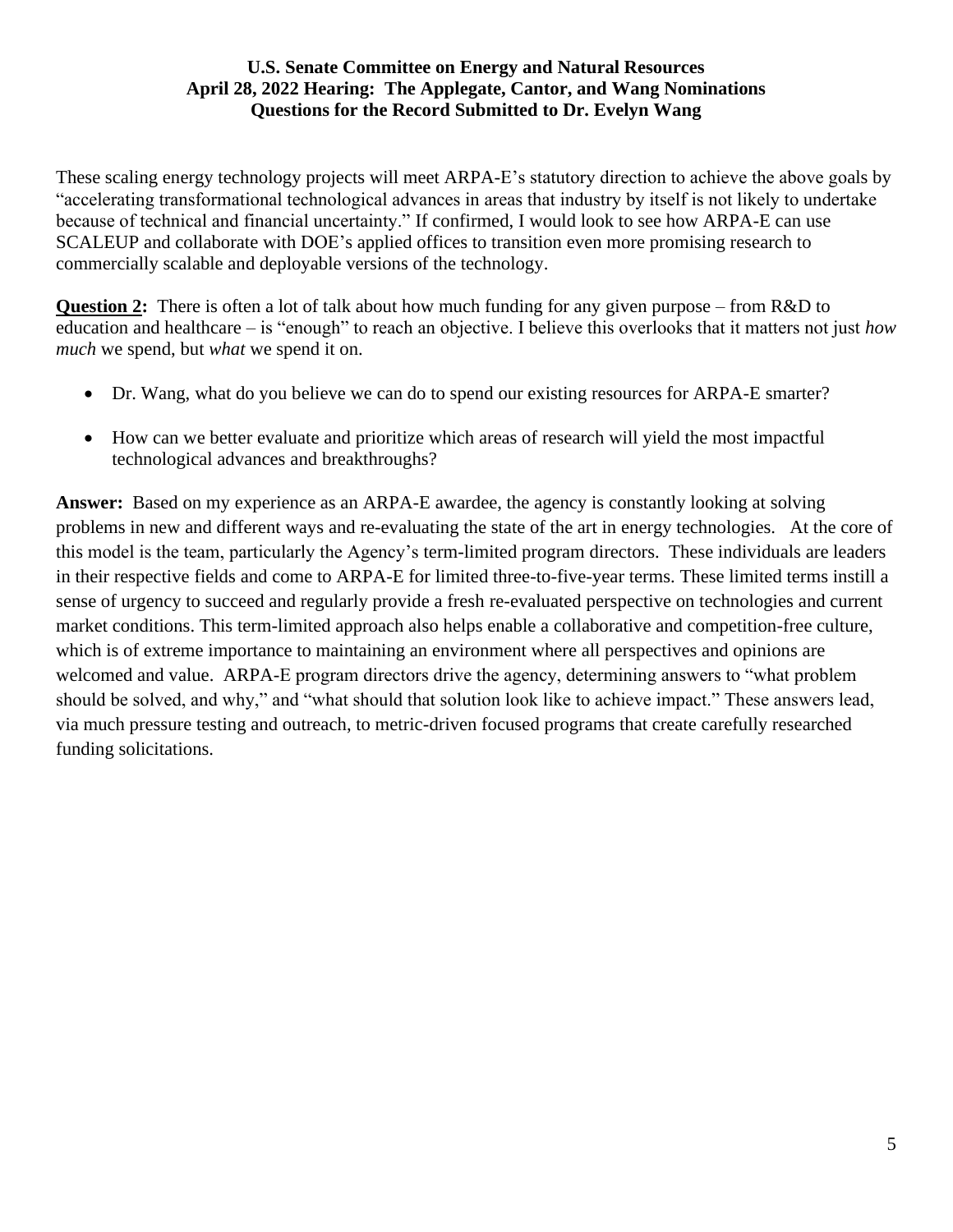These scaling energy technology projects will meet ARPA-E's statutory direction to achieve the above goals by "accelerating transformational technological advances in areas that industry by itself is not likely to undertake because of technical and financial uncertainty." If confirmed, I would look to see how ARPA-E can use SCALEUP and collaborate with DOE's applied offices to transition even more promising research to commercially scalable and deployable versions of the technology.

**<u>Question 2</u>:** There is often a lot of talk about how much funding for any given purpose – from R&D to education and healthcare – is "enough" to reach an objective. I believe this overlooks that it matters not just *how much* we spend, but *what* we spend it on.

- Dr. Wang, what do you believe we can do to spend our existing resources for ARPA-E smarter?
- How can we better evaluate and prioritize which areas of research will yield the most impactful technological advances and breakthroughs?

**Answer:** Based on my experience as an ARPA-E awardee, the agency is constantly looking at solving problems in new and different ways and re-evaluating the state of the art in energy technologies. At the core of this model is the team, particularly the Agency's term-limited program directors. These individuals are leaders in their respective fields and come to ARPA-E for limited three-to-five-year terms. These limited terms instill a sense of urgency to succeed and regularly provide a fresh re-evaluated perspective on technologies and current market conditions. This term-limited approach also helps enable a collaborative and competition-free culture, which is of extreme importance to maintaining an environment where all perspectives and opinions are welcomed and value. ARPA-E program directors drive the agency, determining answers to "what problem should be solved, and why," and "what should that solution look like to achieve impact." These answers lead, via much pressure testing and outreach, to metric-driven focused programs that create carefully researched funding solicitations.